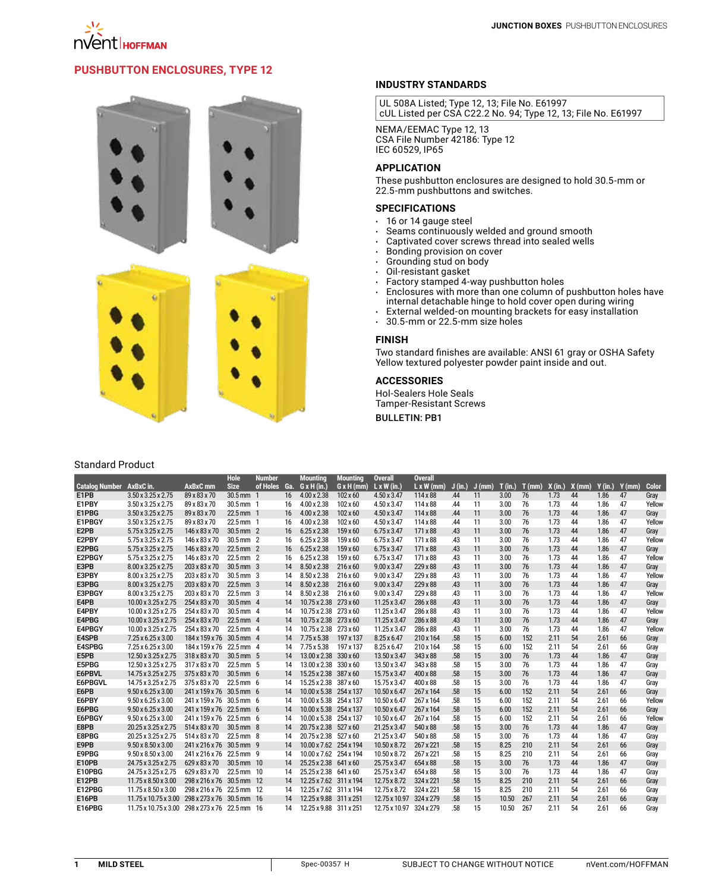# PUSHBUTTON ENCLOSURES, TYPE 12

## INDUSTRY STANDARDS

UL 508A Listed; Type 12, 13; File No. E61997
cUL Listed per CSA C22.2 No. 94; Type 12, 13; File No. E61997

NEMA/EEMAC Type 12, 13
CSA File Number 42186: Type 12
IEC 60529, IP65

## APPLICATION

These pushbutton enclosures are designed to hold 30.5-mm or 22.5-mm pushbuttons and switches.

## SPECIFICATIONS

- 16 or 14 gauge steel
- Seams continuously welded and ground smooth
- Captivated cover screws thread into sealed wells
- Bonding provision on cover
- Grounding stud on body
- Oil-resistant gasket
- Factory stamped 4-way pushbutton holes
- Enclosures with more than one column of pushbutton holes have internal detachable hinge to hold cover open during wiring
- External welded-on mounting brackets for easy installation
- 30.5-mm or 22.5-mm size holes

## FINISH

Two standard finishes are available: ANSI 61 gray or OSHA Safety Yellow textured polyester powder paint inside and out.

## ACCESSORIES

Hol-Sealers Hole Seals
Tamper-Resistant Screws

**BULLETIN: PB1**

## Standard Product

| Catalog Number | AxBxC in. | AxBxC mm | Hole Size | Number of Holes | Ga. | Mounting G x H (in.) | Mounting G x H (mm) | Overall L x W (in.) | Overall L x W (mm) | J (in.) | J (mm) | T (in.) | T (mm) | X (in.) | X (mm) | Y (in.) | Y (mm) | Color |
|---|---|---|---|---|---|---|---|---|---|---|---|---|---|---|---|---|---|---|
| E1PB | 3.50 x 3.25 x 2.75 | 89 x 83 x 70 | 30.5 mm | 1 | 16 | 4.00 x 2.38 | 102 x 60 | 4.50 x 3.47 | 114 x 88 | .44 | 11 | 3.00 | 76 | 1.73 | 44 | 1.86 | 47 | Gray |
| E1PBY | 3.50 x 3.25 x 2.75 | 89 x 83 x 70 | 30.5 mm | 1 | 16 | 4.00 x 2.38 | 102 x 60 | 4.50 x 3.47 | 114 x 88 | .44 | 11 | 3.00 | 76 | 1.73 | 44 | 1.86 | 47 | Yellow |
| E1PBG | 3.50 x 3.25 x 2.75 | 89 x 83 x 70 | 22.5 mm | 1 | 16 | 4.00 x 2.38 | 102 x 60 | 4.50 x 3.47 | 114 x 88 | .44 | 11 | 3.00 | 76 | 1.73 | 44 | 1.86 | 47 | Gray |
| E1PBGY | 3.50 x 3.25 x 2.75 | 89 x 83 x 70 | 22.5 mm | 1 | 16 | 4.00 x 2.38 | 102 x 60 | 4.50 x 3.47 | 114 x 88 | .44 | 11 | 3.00 | 76 | 1.73 | 44 | 1.86 | 47 | Yellow |
| E2PB | 5.75 x 3.25 x 2.75 | 146 x 83 x 70 | 30.5 mm | 2 | 16 | 6.25 x 2.38 | 159 x 60 | 6.75 x 3.47 | 171 x 88 | .43 | 11 | 3.00 | 76 | 1.73 | 44 | 1.86 | 47 | Gray |
| E2PBY | 5.75 x 3.25 x 2.75 | 146 x 83 x 70 | 30.5 mm | 2 | 16 | 6.25 x 2.38 | 159 x 60 | 6.75 x 3.47 | 171 x 88 | .43 | 11 | 3.00 | 76 | 1.73 | 44 | 1.86 | 47 | Yellow |
| E2PBG | 5.75 x 3.25 x 2.75 | 146 x 83 x 70 | 22.5 mm | 2 | 16 | 6.25 x 2.38 | 159 x 60 | 6.75 x 3.47 | 171 x 88 | .43 | 11 | 3.00 | 76 | 1.73 | 44 | 1.86 | 47 | Gray |
| E2PBGY | 5.75 x 3.25 x 2.75 | 146 x 83 x 70 | 22.5 mm | 2 | 16 | 6.25 x 2.38 | 159 x 60 | 6.75 x 3.47 | 171 x 88 | .43 | 11 | 3.00 | 76 | 1.73 | 44 | 1.86 | 47 | Yellow |
| E3PB | 8.00 x 3.25 x 2.75 | 203 x 83 x 70 | 30.5 mm | 3 | 14 | 8.50 x 2.38 | 216 x 60 | 9.00 x 3.47 | 229 x 88 | .43 | 11 | 3.00 | 76 | 1.73 | 44 | 1.86 | 47 | Gray |
| E3PBY | 8.00 x 3.25 x 2.75 | 203 x 83 x 70 | 30.5 mm | 3 | 14 | 8.50 x 2.38 | 216 x 60 | 9.00 x 3.47 | 229 x 88 | .43 | 11 | 3.00 | 76 | 1.73 | 44 | 1.86 | 47 | Yellow |
| E3PBG | 8.00 x 3.25 x 2.75 | 203 x 83 x 70 | 22.5 mm | 3 | 14 | 8.50 x 2.38 | 216 x 60 | 9.00 x 3.47 | 229 x 88 | .43 | 11 | 3.00 | 76 | 1.73 | 44 | 1.86 | 47 | Gray |
| E3PBGY | 8.00 x 3.25 x 2.75 | 203 x 83 x 70 | 22.5 mm | 3 | 14 | 8.50 x 2.38 | 216 x 60 | 9.00 x 3.47 | 229 x 88 | .43 | 11 | 3.00 | 76 | 1.73 | 44 | 1.86 | 47 | Yellow |
| E4PB | 10.00 x 3.25 x 2.75 | 254 x 83 x 70 | 30.5 mm | 4 | 14 | 10.75 x 2.38 | 273 x 60 | 11.25 x 3.47 | 286 x 88 | .43 | 11 | 3.00 | 76 | 1.73 | 44 | 1.86 | 47 | Gray |
| E4PBY | 10.00 x 3.25 x 2.75 | 254 x 83 x 70 | 30.5 mm | 4 | 14 | 10.75 x 2.38 | 273 x 60 | 11.25 x 3.47 | 286 x 88 | .43 | 11 | 3.00 | 76 | 1.73 | 44 | 1.86 | 47 | Yellow |
| E4PBG | 10.00 x 3.25 x 2.75 | 254 x 83 x 70 | 22.5 mm | 4 | 14 | 10.75 x 2.38 | 273 x 60 | 11.25 x 3.47 | 286 x 88 | .43 | 11 | 3.00 | 76 | 1.73 | 44 | 1.86 | 47 | Gray |
| E4PBGY | 10.00 x 3.25 x 2.75 | 254 x 83 x 70 | 22.5 mm | 4 | 14 | 10.75 x 2.38 | 273 x 60 | 11.25 x 3.47 | 286 x 88 | .43 | 11 | 3.00 | 76 | 1.73 | 44 | 1.86 | 47 | Yellow |
| E4SPB | 7.25 x 6.25 x 3.00 | 184 x 159 x 76 | 30.5 mm | 4 | 14 | 7.75 x 5.38 | 197 x 137 | 8.25 x 6.47 | 210 x 164 | .58 | 15 | 6.00 | 152 | 2.11 | 54 | 2.61 | 66 | Gray |
| E4SPBG | 7.25 x 6.25 x 3.00 | 184 x 159 x 76 | 22.5 mm | 4 | 14 | 7.75 x 5.38 | 197 x 137 | 8.25 x 6.47 | 210 x 164 | .58 | 15 | 6.00 | 152 | 2.11 | 54 | 2.61 | 66 | Gray |
| E5PB | 12.50 x 3.25 x 2.75 | 318 x 83 x 70 | 30.5 mm | 5 | 14 | 13.00 x 2.38 | 330 x 60 | 13.50 x 3.47 | 343 x 88 | .58 | 15 | 3.00 | 76 | 1.73 | 44 | 1.86 | 47 | Gray |
| E5PBG | 12.50 x 3.25 x 2.75 | 317 x 83 x 70 | 22.5 mm | 5 | 14 | 13.00 x 2.38 | 330 x 60 | 13.50 x 3.47 | 343 x 88 | .58 | 15 | 3.00 | 76 | 1.73 | 44 | 1.86 | 47 | Gray |
| E6PBVL | 14.75 x 3.25 x 2.75 | 375 x 83 x 70 | 30.5 mm | 6 | 14 | 15.25 x 2.38 | 387 x 60 | 15.75 x 3.47 | 400 x 88 | .58 | 15 | 3.00 | 76 | 1.73 | 44 | 1.86 | 47 | Gray |
| E6PBGVL | 14.75 x 3.25 x 2.75 | 375 x 83 x 70 | 22.5 mm | 6 | 14 | 15.25 x 2.38 | 387 x 60 | 15.75 x 3.47 | 400 x 88 | .58 | 15 | 3.00 | 76 | 1.73 | 44 | 1.86 | 47 | Gray |
| E6PB | 9.50 x 6.25 x 3.00 | 241 x 159 x 76 | 30.5 mm | 6 | 14 | 10.00 x 5.38 | 254 x 137 | 10.50 x 6.47 | 267 x 164 | .58 | 15 | 6.00 | 152 | 2.11 | 54 | 2.61 | 66 | Gray |
| E6PBY | 9.50 x 6.25 x 3.00 | 241 x 159 x 76 | 30.5 mm | 6 | 14 | 10.00 x 5.38 | 254 x 137 | 10.50 x 6.47 | 267 x 164 | .58 | 15 | 6.00 | 152 | 2.11 | 54 | 2.61 | 66 | Yellow |
| E6PBG | 9.50 x 6.25 x 3.00 | 241 x 159 x 76 | 22.5 mm | 6 | 14 | 10.00 x 5.38 | 254 x 137 | 10.50 x 6.47 | 267 x 164 | .58 | 15 | 6.00 | 152 | 2.11 | 54 | 2.61 | 66 | Gray |
| E6PBGY | 9.50 x 6.25 x 3.00 | 241 x 159 x 76 | 22.5 mm | 6 | 14 | 10.00 x 5.38 | 254 x 137 | 10.50 x 6.47 | 267 x 164 | .58 | 15 | 6.00 | 152 | 2.11 | 54 | 2.61 | 66 | Yellow |
| E8PB | 20.25 x 3.25 x 2.75 | 514 x 83 x 70 | 30.5 mm | 8 | 14 | 20.75 x 2.38 | 527 x 60 | 21.25 x 3.47 | 540 x 88 | .58 | 15 | 3.00 | 76 | 1.73 | 44 | 1.86 | 47 | Gray |
| E8PBG | 20.25 x 3.25 x 2.75 | 514 x 83 x 70 | 22.5 mm | 8 | 14 | 20.75 x 2.38 | 527 x 60 | 21.25 x 3.47 | 540 x 88 | .58 | 15 | 3.00 | 76 | 1.73 | 44 | 1.86 | 47 | Gray |
| E9PB | 9.50 x 8.50 x 3.00 | 241 x 216 x 76 | 30.5 mm | 9 | 14 | 10.00 x 7.62 | 254 x 194 | 10.50 x 8.72 | 267 x 221 | .58 | 15 | 8.25 | 210 | 2.11 | 54 | 2.61 | 66 | Gray |
| E9PBG | 9.50 x 8.50 x 3.00 | 241 x 216 x 76 | 22.5 mm | 9 | 14 | 10.00 x 7.62 | 254 x 194 | 10.50 x 8.72 | 267 x 221 | .58 | 15 | 8.25 | 210 | 2.11 | 54 | 2.61 | 66 | Gray |
| E10PB | 24.75 x 3.25 x 2.75 | 629 x 83 x 70 | 30.5 mm | 10 | 14 | 25.25 x 2.38 | 641 x 60 | 25.75 x 3.47 | 654 x 88 | .58 | 15 | 3.00 | 76 | 1.73 | 44 | 1.86 | 47 | Gray |
| E10PBG | 24.75 x 3.25 x 2.75 | 629 x 83 x 70 | 22.5 mm | 10 | 14 | 25.25 x 2.38 | 641 x 60 | 25.75 x 3.47 | 654 x 88 | .58 | 15 | 3.00 | 76 | 1.73 | 44 | 1.86 | 47 | Gray |
| E12PB | 11.75 x 8.50 x 3.00 | 298 x 216 x 76 | 30.5 mm | 12 | 14 | 12.25 x 7.62 | 311 x 194 | 12.75 x 8.72 | 324 x 221 | .58 | 15 | 8.25 | 210 | 2.11 | 54 | 2.61 | 66 | Gray |
| E12PBG | 11.75 x 8.50 x 3.00 | 298 x 216 x 76 | 22.5 mm | 12 | 14 | 12.25 x 7.62 | 311 x 194 | 12.75 x 8.72 | 324 x 221 | .58 | 15 | 8.25 | 210 | 2.11 | 54 | 2.61 | 66 | Gray |
| E16PB | 11.75 x 10.75 x 3.00 | 298 x 273 x 76 | 30.5 mm | 16 | 14 | 12.25 x 9.88 | 311 x 251 | 12.75 x 10.97 | 324 x 279 | .58 | 15 | 10.50 | 267 | 2.11 | 54 | 2.61 | 66 | Gray |
| E16PBG | 11.75 x 10.75 x 3.00 | 298 x 273 x 76 | 22.5 mm | 16 | 14 | 12.25 x 9.88 | 311 x 251 | 12.75 x 10.97 | 324 x 279 | .58 | 15 | 10.50 | 267 | 2.11 | 54 | 2.61 | 66 | Gray |

MILD STEEL | Spec-00357 H | SUBJECT TO CHANGE WITHOUT NOTICE | nVent.com/HOFFMAN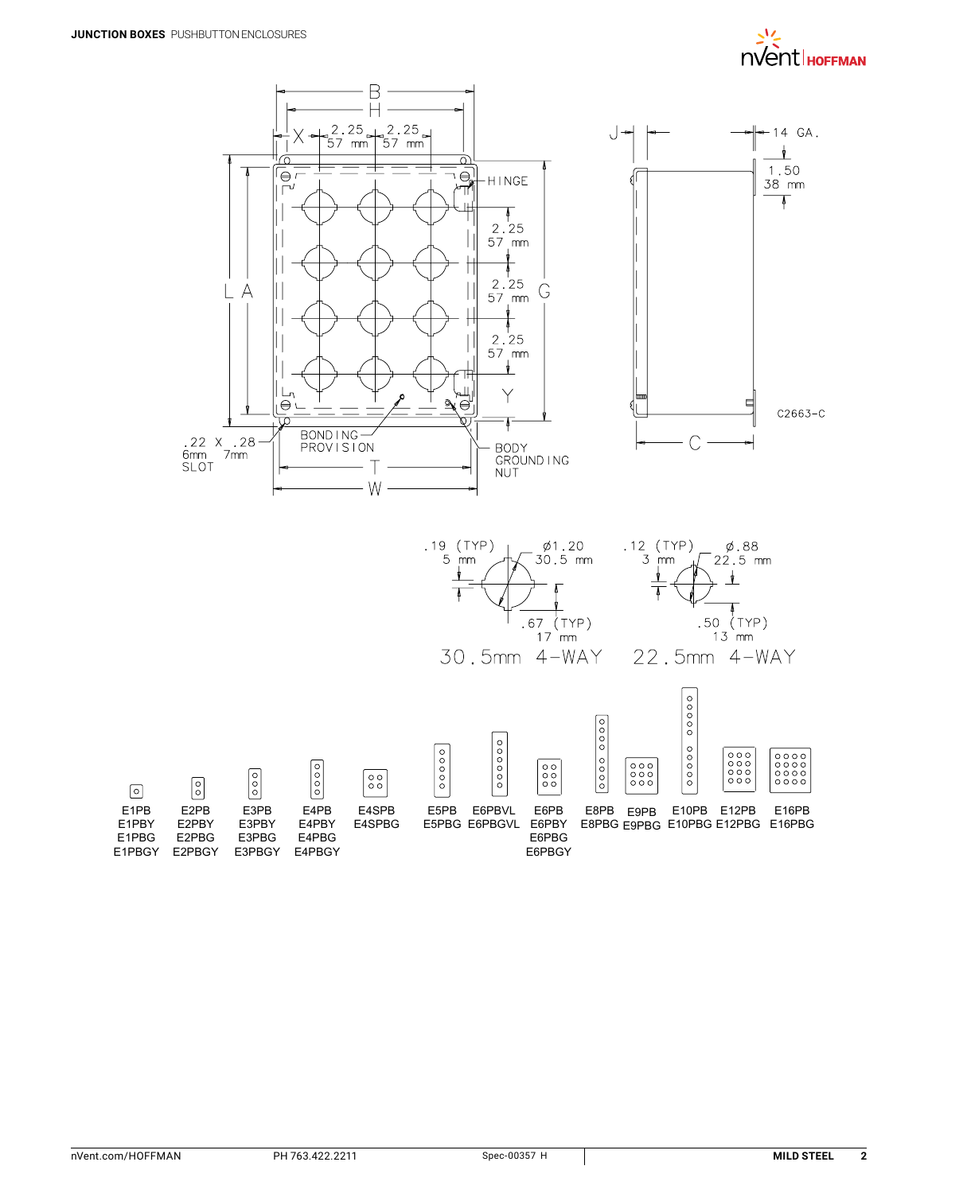B
H
X
2.25
57 mm
2.25
57 mm
HINGE
2.25
57 mm
2.25
57 mm
2.25
57 mm
L A
G
Y
.22 X .28
6mm 7mm
SLOT
BONDING
PROVISION
T
W
BODY
GROUNDING
NUT

J
14 GA.
1.50
38 mm
C
C2663-C

.19 (TYP)
5 mm
ø1.20
30.5 mm
.67 (TYP)
17 mm
30.5mm 4-WAY

.12 (TYP)
3 mm
ø.88
22.5 mm
.50 (TYP)
13 mm
22.5mm 4-WAY

E1PB
E1PBY
E1PBG
E1PBGY

E2PB
E2PBY
E2PBG
E2PBGY

E3PB
E3PBY
E3PBG
E3PBGY

E4PB
E4PBY
E4PBG
E4PBGY

E4SPB
E4SPBG

E5PB
E5PBG

E6PBVL
E6PBGVL

E6PB
E6PBY
E6PBG
E6PBGY

E8PB
E8PBG

E9PB
E9PBG

E10PB
E10PBG

E12PB
E12PBG

E16PB
E16PBG

MILD STEEL